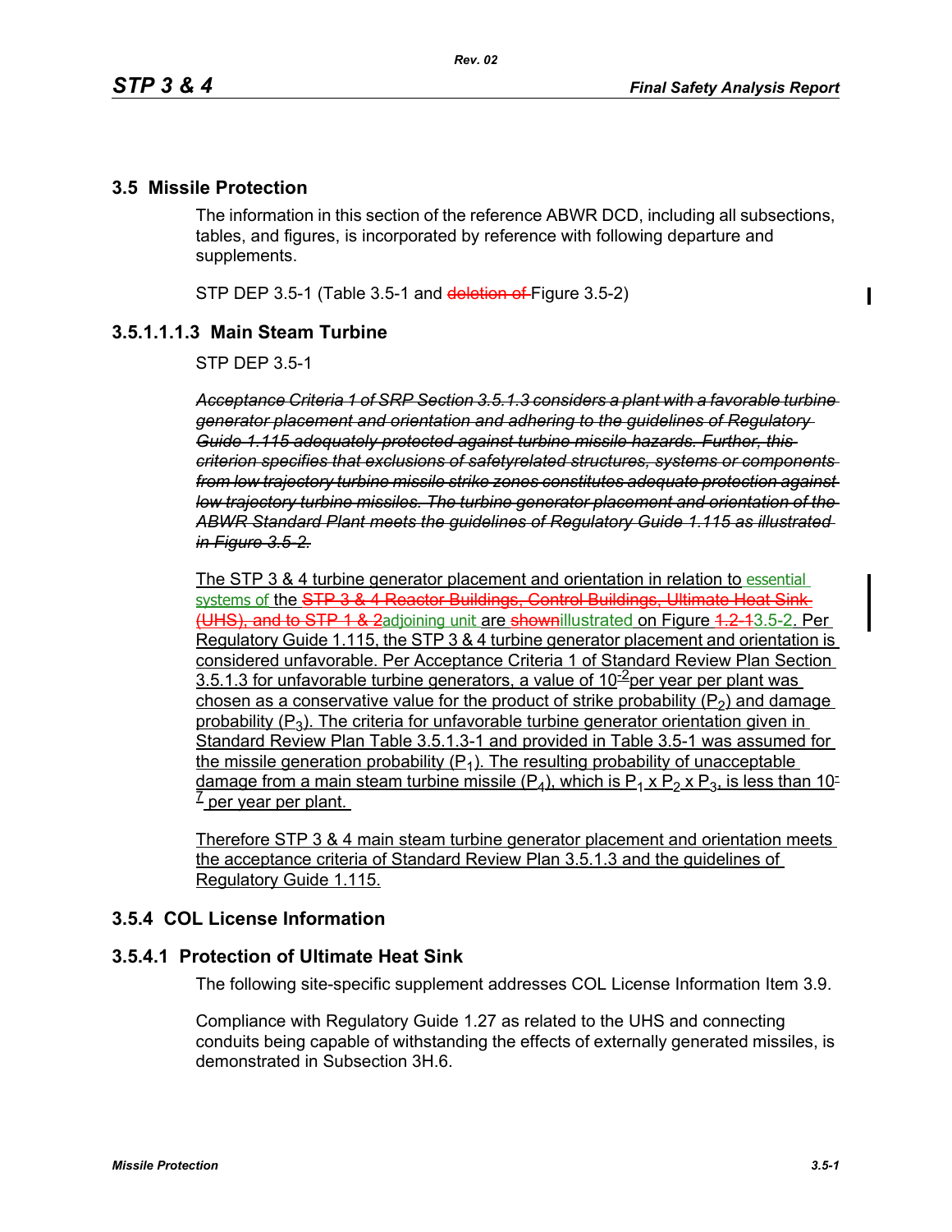## 3.5 Missile Protection

The information in this section of the reference ABWR DCD, including all subsections, tables, and figures, is incorporated by reference with following departure and supplements.

STP DEP 3.5-1 (Table 3.5-1 and ~~deletion of~~ Figure 3.5-2)

### 3.5.1.1.1.3 Main Steam Turbine

STP DEP 3.5-1

~~*Acceptance Criteria 1 of SRP Section 3.5.1.3 considers a plant with a favorable turbine generator placement and orientation and adhering to the guidelines of Regulatory Guide 1.115 adequately protected against turbine missile hazards. Further, this criterion specifies that exclusions of safetyrelated structures, systems or components from low trajectory turbine missile strike zones constitutes adequate protection against low trajectory turbine missiles. The turbine generator placement and orientation of the ABWR Standard Plant meets the guidelines of Regulatory Guide 1.115 as illustrated in Figure 3.5-2.*~~

The STP 3 & 4 turbine generator placement and orientation in relation to essential systems of the ~~STP 3 & 4 Reactor Buildings, Control Buildings, Ultimate Heat Sink (UHS), and to STP 1 & 2~~adjoining unit are ~~shown~~illustrated on Figure ~~1.2-1~~3.5-2. Per Regulatory Guide 1.115, the STP 3 & 4 turbine generator placement and orientation is considered unfavorable. Per Acceptance Criteria 1 of Standard Review Plan Section 3.5.1.3 for unfavorable turbine generators, a value of $10^{-2}$ per year per plant was chosen as a conservative value for the product of strike probability ($P_2$) and damage probability ($P_3$). The criteria for unfavorable turbine generator orientation given in Standard Review Plan Table 3.5.1.3-1 and provided in Table 3.5-1 was assumed for the missile generation probability ($P_1$). The resulting probability of unacceptable damage from a main steam turbine missile ($P_4$), which is $P_1 \times P_2 \times P_3$, is less than $10^{-7}$ per year per plant.

Therefore STP 3 & 4 main steam turbine generator placement and orientation meets the acceptance criteria of Standard Review Plan 3.5.1.3 and the guidelines of Regulatory Guide 1.115.

## 3.5.4 COL License Information

### 3.5.4.1 Protection of Ultimate Heat Sink

The following site-specific supplement addresses COL License Information Item 3.9.

Compliance with Regulatory Guide 1.27 as related to the UHS and connecting conduits being capable of withstanding the effects of externally generated missiles, is demonstrated in Subsection 3H.6.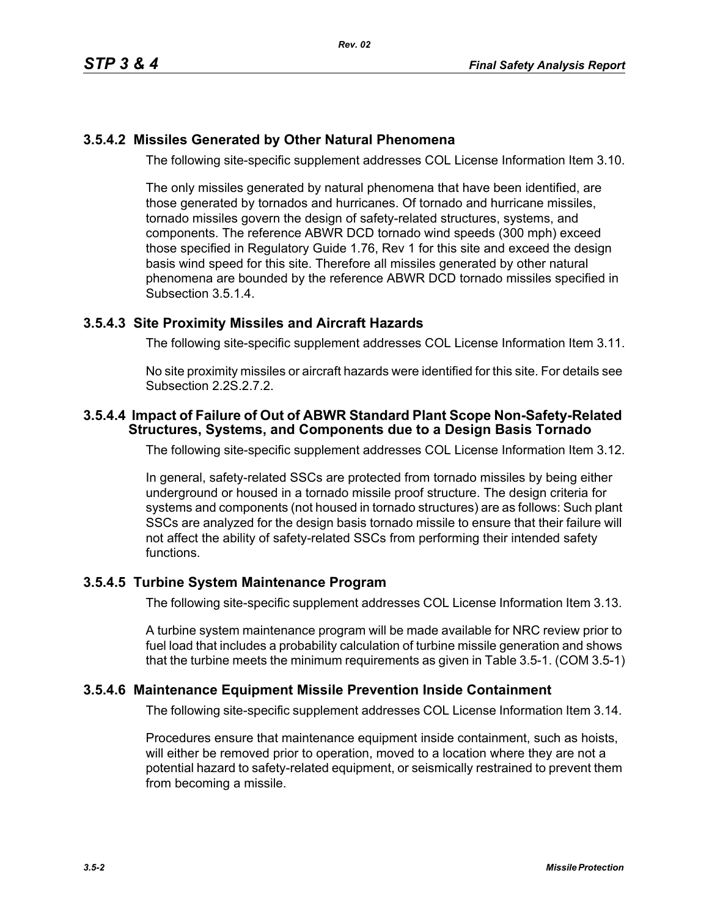### 3.5.4.2 Missiles Generated by Other Natural Phenomena

The following site-specific supplement addresses COL License Information Item 3.10.

The only missiles generated by natural phenomena that have been identified, are those generated by tornados and hurricanes. Of tornado and hurricane missiles, tornado missiles govern the design of safety-related structures, systems, and components. The reference ABWR DCD tornado wind speeds (300 mph) exceed those specified in Regulatory Guide 1.76, Rev 1 for this site and exceed the design basis wind speed for this site. Therefore all missiles generated by other natural phenomena are bounded by the reference ABWR DCD tornado missiles specified in Subsection 3.5.1.4.

### 3.5.4.3 Site Proximity Missiles and Aircraft Hazards

The following site-specific supplement addresses COL License Information Item 3.11.

No site proximity missiles or aircraft hazards were identified for this site. For details see Subsection 2.2S.2.7.2.

### 3.5.4.4 Impact of Failure of Out of ABWR Standard Plant Scope Non-Safety-Related Structures, Systems, and Components due to a Design Basis Tornado

The following site-specific supplement addresses COL License Information Item 3.12.

In general, safety-related SSCs are protected from tornado missiles by being either underground or housed in a tornado missile proof structure. The design criteria for systems and components (not housed in tornado structures) are as follows: Such plant SSCs are analyzed for the design basis tornado missile to ensure that their failure will not affect the ability of safety-related SSCs from performing their intended safety functions.

### 3.5.4.5 Turbine System Maintenance Program

The following site-specific supplement addresses COL License Information Item 3.13.

A turbine system maintenance program will be made available for NRC review prior to fuel load that includes a probability calculation of turbine missile generation and shows that the turbine meets the minimum requirements as given in Table 3.5-1. (COM 3.5-1)

### 3.5.4.6 Maintenance Equipment Missile Prevention Inside Containment

The following site-specific supplement addresses COL License Information Item 3.14.

Procedures ensure that maintenance equipment inside containment, such as hoists, will either be removed prior to operation, moved to a location where they are not a potential hazard to safety-related equipment, or seismically restrained to prevent them from becoming a missile.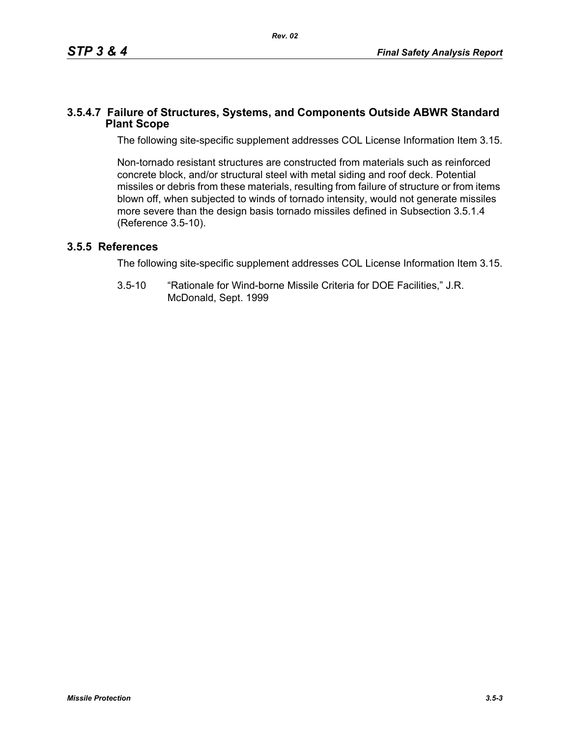### 3.5.4.7 Failure of Structures, Systems, and Components Outside ABWR Standard Plant Scope

The following site-specific supplement addresses COL License Information Item 3.15.

Non-tornado resistant structures are constructed from materials such as reinforced concrete block, and/or structural steel with metal siding and roof deck. Potential missiles or debris from these materials, resulting from failure of structure or from items blown off, when subjected to winds of tornado intensity, would not generate missiles more severe than the design basis tornado missiles defined in Subsection 3.5.1.4 (Reference 3.5-10).

## 3.5.5 References

The following site-specific supplement addresses COL License Information Item 3.15.

3.5-10 "Rationale for Wind-borne Missile Criteria for DOE Facilities," J.R. McDonald, Sept. 1999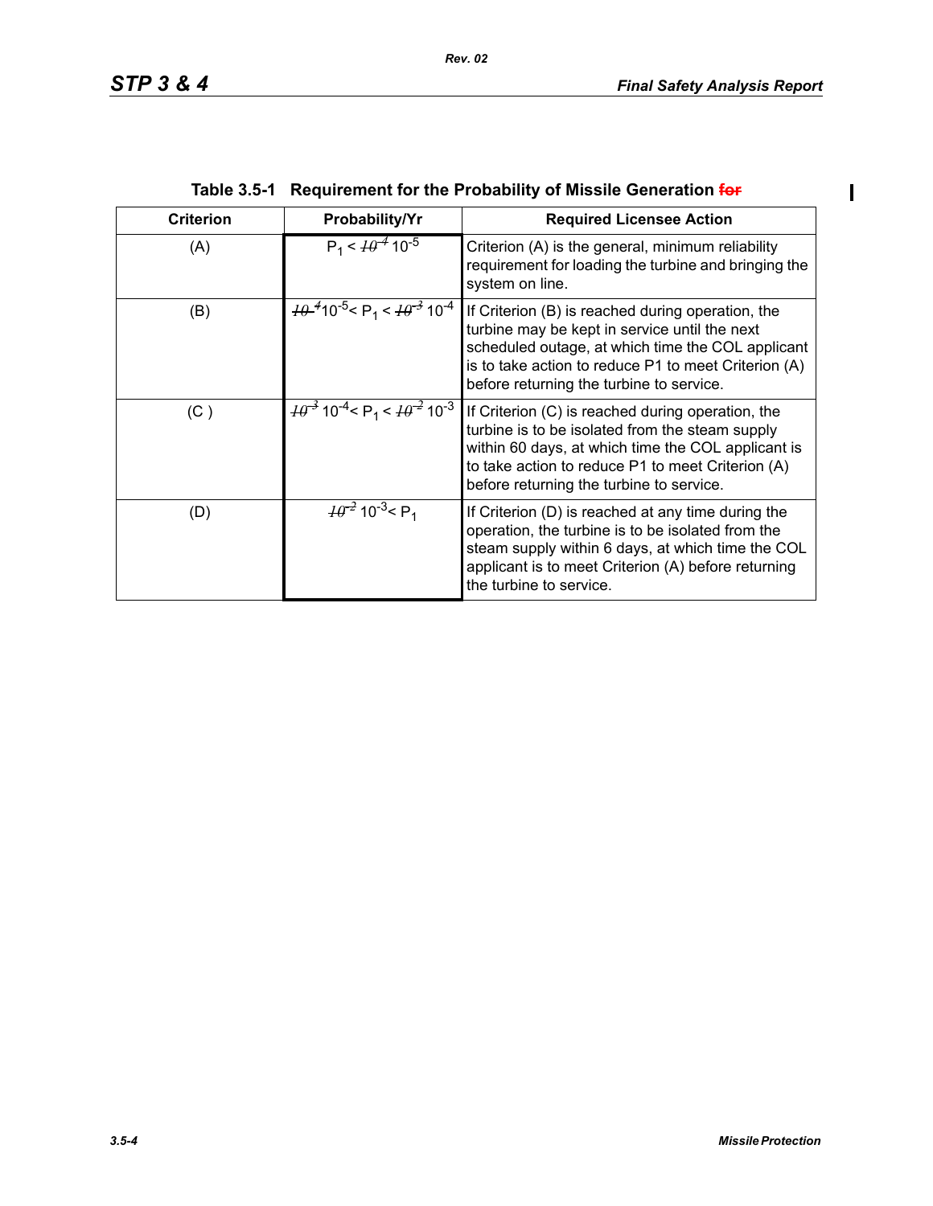**Table 3.5-1 Requirement for the Probability of Missile Generation ~~for~~**

| Criterion | Probability/Yr | Required Licensee Action |
|---|---|---|
| (A) | $P_1 <$ ~~$10^{-4}$~~ $10^{-5}$ | Criterion (A) is the general, minimum reliability requirement for loading the turbine and bringing the system on line. |
| (B) | ~~$10^{-4}$~~ $10^{-5} < P_1 <$ ~~$10^{-3}$~~ $10^{-4}$ | If Criterion (B) is reached during operation, the turbine may be kept in service until the next scheduled outage, at which time the COL applicant is to take action to reduce P1 to meet Criterion (A) before returning the turbine to service. |
| (C ) | ~~$10^{-3}$~~ $10^{-4} < P_1 <$ ~~$10^{-2}$~~ $10^{-3}$ | If Criterion (C) is reached during operation, the turbine is to be isolated from the steam supply within 60 days, at which time the COL applicant is to take action to reduce P1 to meet Criterion (A) before returning the turbine to service. |
| (D) | ~~$10^{-2}$~~ $10^{-3} < P_1$ | If Criterion (D) is reached at any time during the operation, the turbine is to be isolated from the steam supply within 6 days, at which time the COL applicant is to meet Criterion (A) before returning the turbine to service. |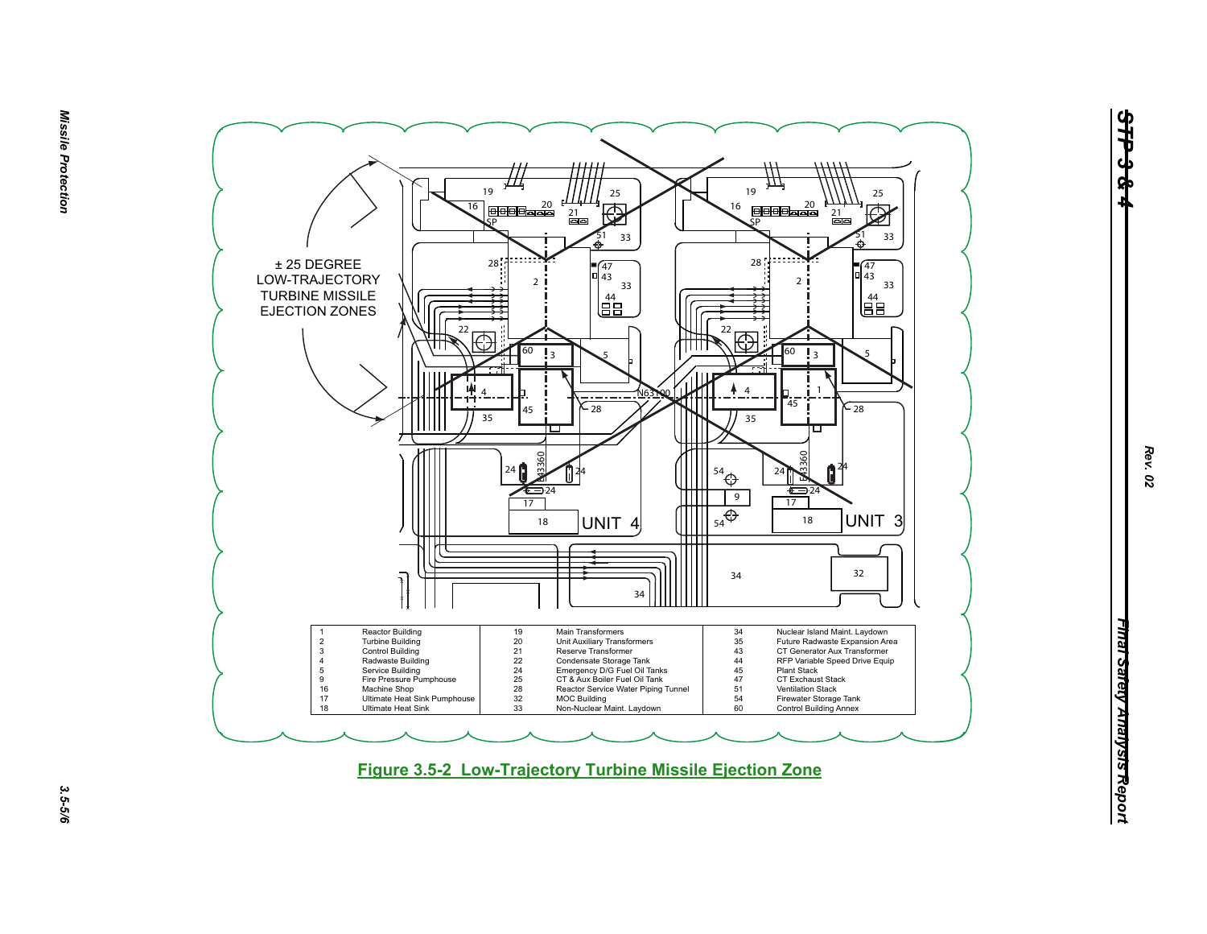± 25 DEGREE
LOW-TRAJECTORY
TURBINE MISSILE
EJECTION ZONES

UNIT 4

UNIT 3

| | | | | | |
|---|---|---|---|---|---|
| 1 | Reactor Building | 19 | Main Transformers | 34 | Nuclear Island Maint. Laydown |
| 2 | Turbine Building | 20 | Unit Auxiliary Transformers | 35 | Future Radwaste Expansion Area |
| 3 | Control Building | 21 | Reserve Transformer | 43 | CT Generator Aux Transformer |
| 4 | Radwaste Building | 22 | Condensate Storage Tank | 44 | RFP Variable Speed Drive Equip |
| 5 | Service Building | 24 | Emergency D/G Fuel Oil Tanks | 45 | Plant Stack |
| 9 | Fire Pressure Pumphouse | 25 | CT & Aux Boiler Fuel Oil Tank | 47 | CT Exhaust Stack |
| 16 | Machine Shop | 28 | Reactor Service Water Piping Tunnel | 51 | Ventilation Stack |
| 17 | Ultimate Heat Sink Pumphouse | 32 | MOC Building | 54 | Firewater Storage Tank |
| 18 | Ultimate Heat Sink | 33 | Non-Nuclear Maint. Laydown | 60 | Control Building Annex |

**Figure 3.5-2 Low-Trajectory Turbine Missile Ejection Zone**